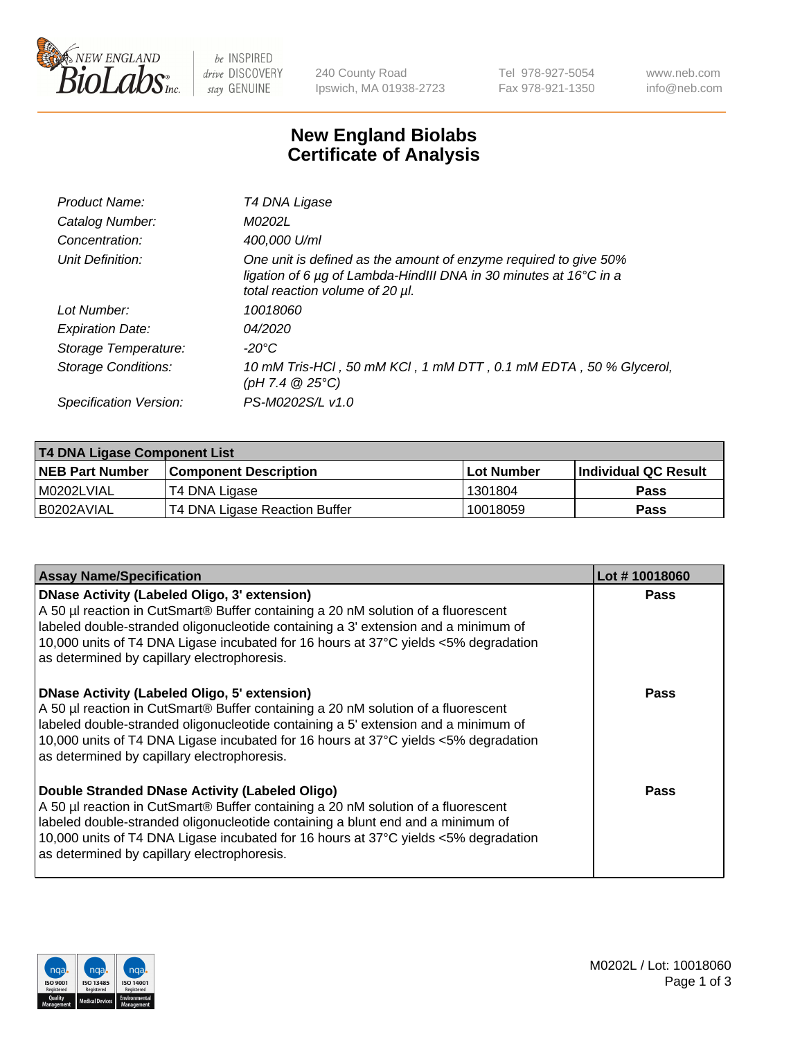240 County Road
Ipswich, MA 01938-2723

Tel 978-927-5054
Fax 978-921-1350

www.neb.com
info@neb.com

# New England Biolabs
# Certificate of Analysis

| | |
|---|---|
| *Product Name:* | *T4 DNA Ligase* |
| *Catalog Number:* | *M0202L* |
| *Concentration:* | *400,000 U/ml* |
| *Unit Definition:* | *One unit is defined as the amount of enzyme required to give 50% ligation of 6 µg of Lambda-HindIII DNA in 30 minutes at 16°C in a total reaction volume of 20 µl.* |
| *Lot Number:* | *10018060* |
| *Expiration Date:* | *04/2020* |
| *Storage Temperature:* | *-20°C* |
| *Storage Conditions:* | *10 mM Tris-HCl , 50 mM KCl , 1 mM DTT , 0.1 mM EDTA , 50 % Glycerol, (pH 7.4 @ 25°C)* |
| *Specification Version:* | *PS-M0202S/L v1.0* |

| **T4 DNA Ligase Component List** | | | |
|---|---|---|---|
| **NEB Part Number** | **Component Description** | **Lot Number** | **Individual QC Result** |
| M0202LVIAL | T4 DNA Ligase | 1301804 | **Pass** |
| B0202AVIAL | T4 DNA Ligase Reaction Buffer | 10018059 | **Pass** |

| **Assay Name/Specification** | **Lot # 10018060** |
|---|---|
| **DNase Activity (Labeled Oligo, 3' extension)**<br>A 50 µl reaction in CutSmart® Buffer containing a 20 nM solution of a fluorescent labeled double-stranded oligonucleotide containing a 3' extension and a minimum of 10,000 units of T4 DNA Ligase incubated for 16 hours at 37°C yields <5% degradation as determined by capillary electrophoresis. | **Pass** |
| **DNase Activity (Labeled Oligo, 5' extension)**<br>A 50 µl reaction in CutSmart® Buffer containing a 20 nM solution of a fluorescent labeled double-stranded oligonucleotide containing a 5' extension and a minimum of 10,000 units of T4 DNA Ligase incubated for 16 hours at 37°C yields <5% degradation as determined by capillary electrophoresis. | **Pass** |
| **Double Stranded DNase Activity (Labeled Oligo)**<br>A 50 µl reaction in CutSmart® Buffer containing a 20 nM solution of a fluorescent labeled double-stranded oligonucleotide containing a blunt end and a minimum of 10,000 units of T4 DNA Ligase incubated for 16 hours at 37°C yields <5% degradation as determined by capillary electrophoresis. | **Pass** |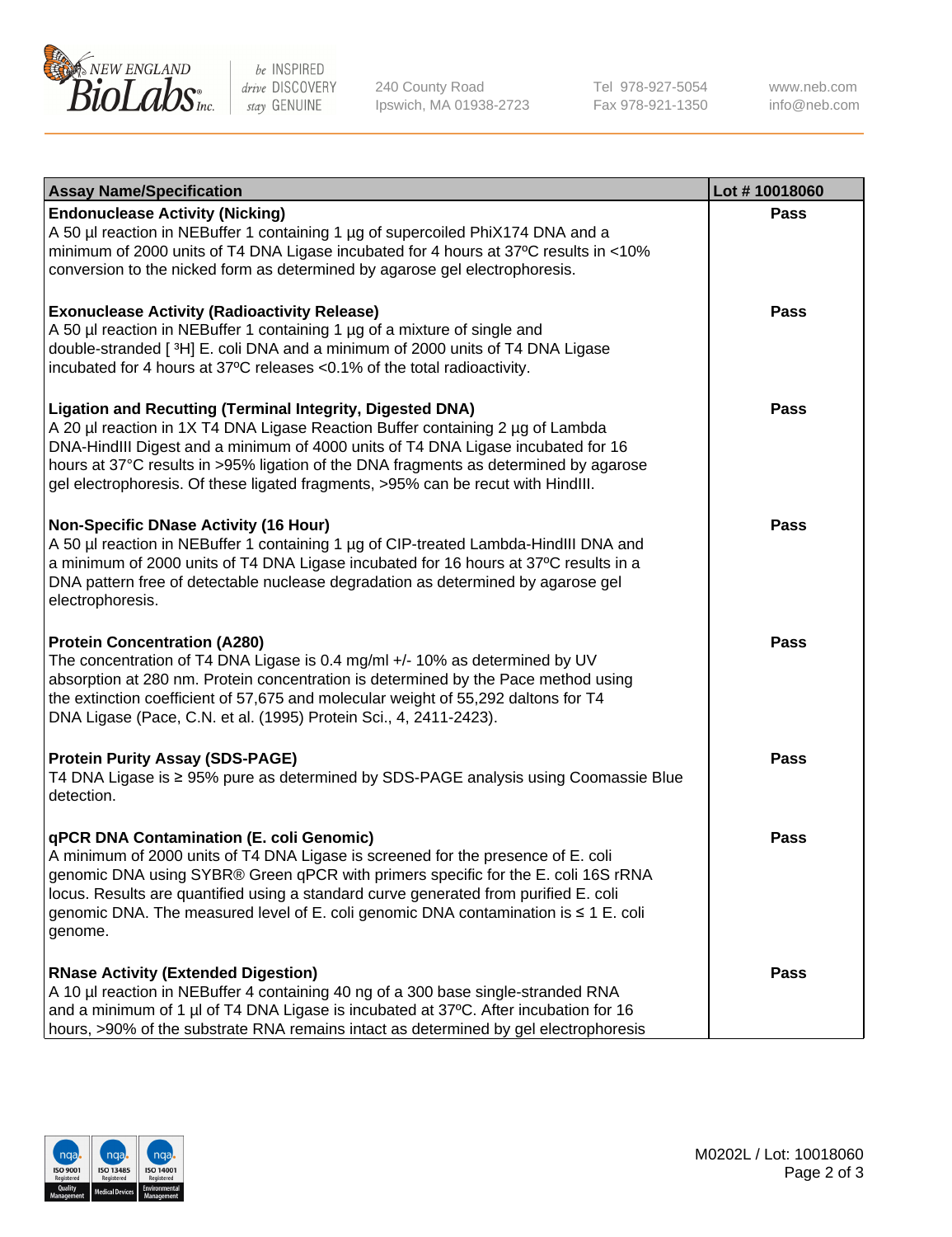| Assay Name/Specification | Lot # 10018060 |
| --- | --- |
| **Endonuclease Activity (Nicking)**<br>A 50 µl reaction in NEBuffer 1 containing 1 µg of supercoiled PhiX174 DNA and a minimum of 2000 units of T4 DNA Ligase incubated for 4 hours at 37ºC results in <10% conversion to the nicked form as determined by agarose gel electrophoresis. | Pass |
| **Exonuclease Activity (Radioactivity Release)**<br>A 50 µl reaction in NEBuffer 1 containing 1 µg of a mixture of single and double-stranded [ $^3$H] E. coli DNA and a minimum of 2000 units of T4 DNA Ligase incubated for 4 hours at 37ºC releases <0.1% of the total radioactivity. | Pass |
| **Ligation and Recutting (Terminal Integrity, Digested DNA)**<br>A 20 µl reaction in 1X T4 DNA Ligase Reaction Buffer containing 2 µg of Lambda DNA-HindIII Digest and a minimum of 4000 units of T4 DNA Ligase incubated for 16 hours at 37°C results in >95% ligation of the DNA fragments as determined by agarose gel electrophoresis. Of these ligated fragments, >95% can be recut with HindIII. | Pass |
| **Non-Specific DNase Activity (16 Hour)**<br>A 50 µl reaction in NEBuffer 1 containing 1 µg of CIP-treated Lambda-HindIII DNA and a minimum of 2000 units of T4 DNA Ligase incubated for 16 hours at 37ºC results in a DNA pattern free of detectable nuclease degradation as determined by agarose gel electrophoresis. | Pass |
| **Protein Concentration (A280)**<br>The concentration of T4 DNA Ligase is 0.4 mg/ml +/- 10% as determined by UV absorption at 280 nm. Protein concentration is determined by the Pace method using the extinction coefficient of 57,675 and molecular weight of 55,292 daltons for T4 DNA Ligase (Pace, C.N. et al. (1995) Protein Sci., 4, 2411-2423). | Pass |
| **Protein Purity Assay (SDS-PAGE)**<br>T4 DNA Ligase is ≥ 95% pure as determined by SDS-PAGE analysis using Coomassie Blue detection. | Pass |
| **qPCR DNA Contamination (E. coli Genomic)**<br>A minimum of 2000 units of T4 DNA Ligase is screened for the presence of E. coli genomic DNA using SYBR® Green qPCR with primers specific for the E. coli 16S rRNA locus. Results are quantified using a standard curve generated from purified E. coli genomic DNA. The measured level of E. coli genomic DNA contamination is ≤ 1 E. coli genome. | Pass |
| **RNase Activity (Extended Digestion)**<br>A 10 µl reaction in NEBuffer 4 containing 40 ng of a 300 base single-stranded RNA and a minimum of 1 µl of T4 DNA Ligase is incubated at 37ºC. After incubation for 16 hours, >90% of the substrate RNA remains intact as determined by gel electrophoresis | Pass |

M0202L / Lot: 10018060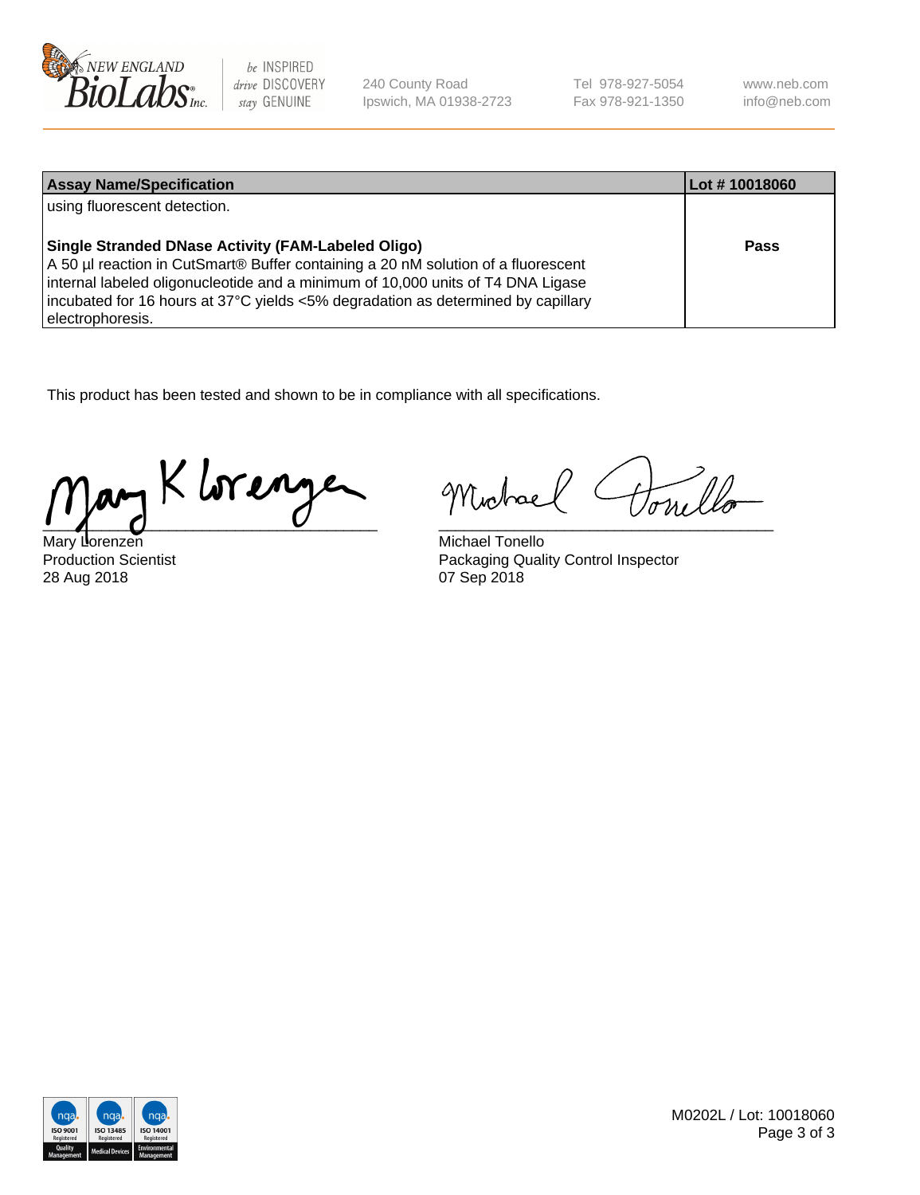| Assay Name/Specification | Lot # 10018060 |
| --- | --- |
| using fluorescent detection. | |
| **Single Stranded DNase Activity (FAM-Labeled Oligo)**<br>A 50 µl reaction in CutSmart® Buffer containing a 20 nM solution of a fluorescent internal labeled oligonucleotide and a minimum of 10,000 units of T4 DNA Ligase incubated for 16 hours at 37°C yields <5% degradation as determined by capillary electrophoresis. | **Pass** |

This product has been tested and shown to be in compliance with all specifications.

Mary Lorenzen
Production Scientist
28 Aug 2018

Michael Tonello
Packaging Quality Control Inspector
07 Sep 2018

M0202L / Lot: 10018060